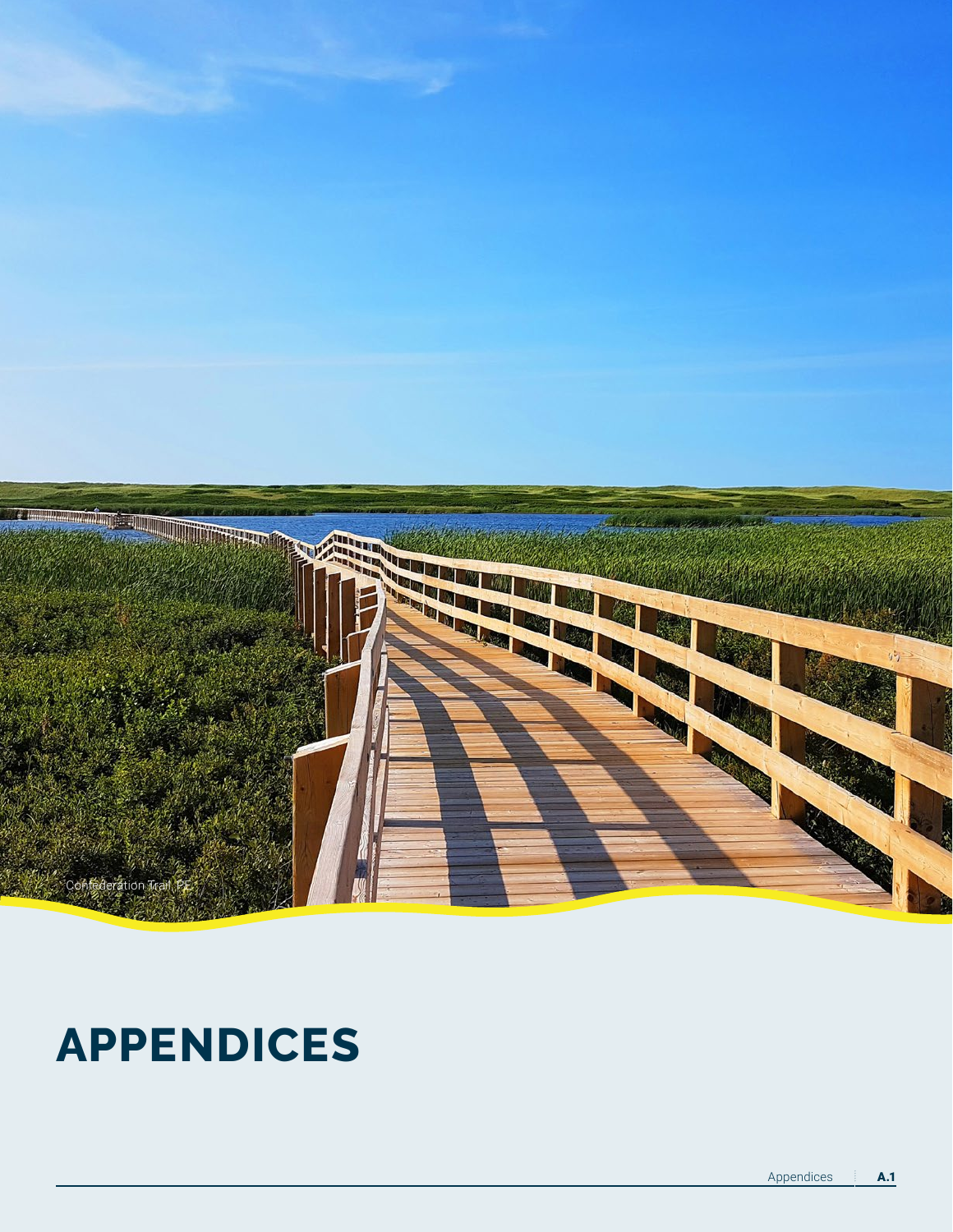Confederation Trail, PE

# APPENDICES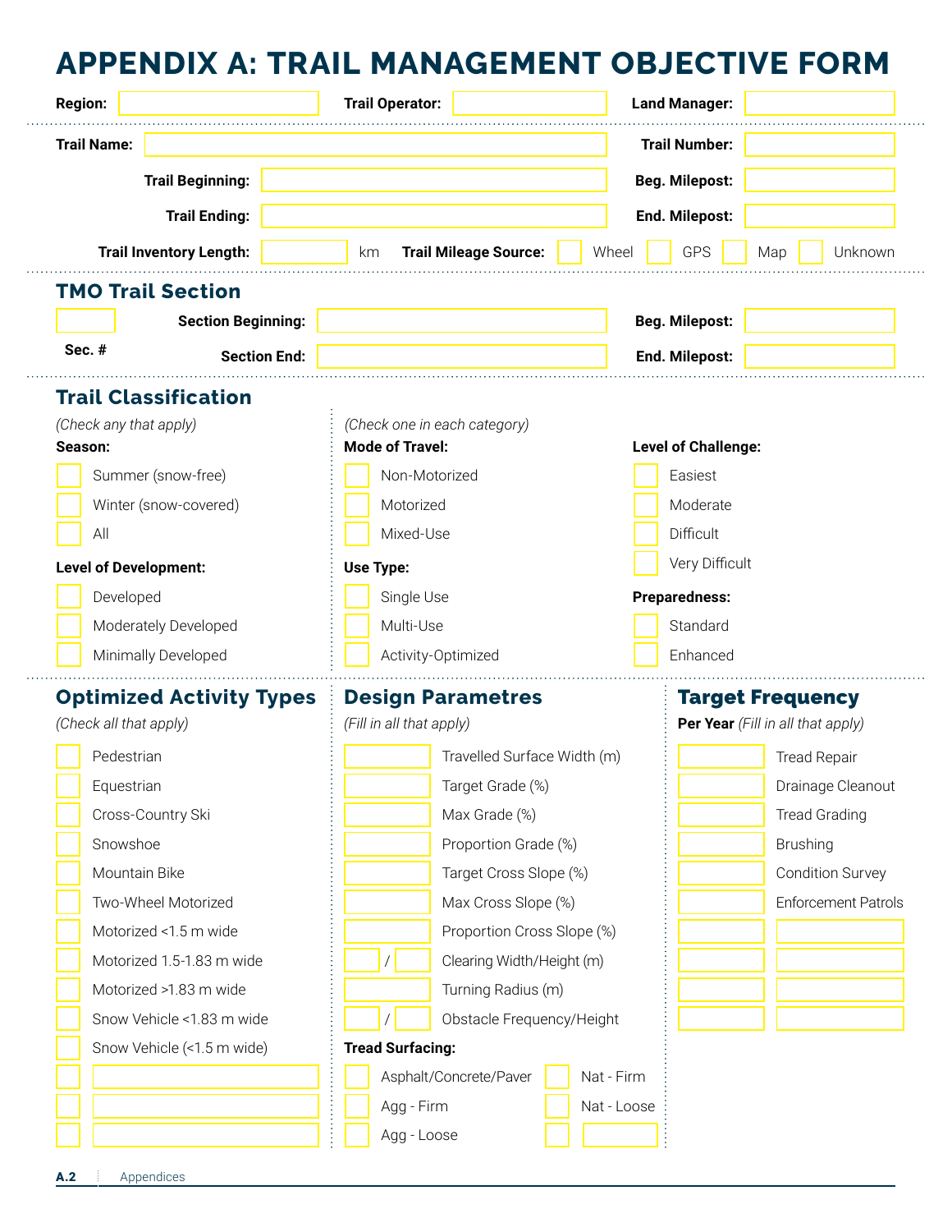# APPENDIX A: TRAIL MANAGEMENT OBJECTIVE FORM

**Region:** ______ **Trail Operator:** ______ **Land Manager:** ______

**Trail Name:** ______ **Trail Number:** ______

**Trail Beginning:** ______ **Beg. Milepost:** ______

**Trail Ending:** ______ **End. Milepost:** ______

**Trail Inventory Length:** ______ km **Trail Mileage Source:** ☐ Wheel ☐ GPS ☐ Map ☐ Unknown

## TMO Trail Section

**Sec. #** ______

**Section Beginning:** ______ **Beg. Milepost:** ______

**Section End:** ______ **End. Milepost:** ______

## Trail Classification

*(Check any that apply)*

**Season:**

- ☐ Summer (snow-free)
- ☐ Winter (snow-covered)
- ☐ All

**Level of Development:**

- ☐ Developed
- ☐ Moderately Developed
- ☐ Minimally Developed

*(Check one in each category)*

**Mode of Travel:**

- ☐ Non-Motorized
- ☐ Motorized
- ☐ Mixed-Use

**Use Type:**

- ☐ Single Use
- ☐ Multi-Use
- ☐ Activity-Optimized

**Level of Challenge:**

- ☐ Easiest
- ☐ Moderate
- ☐ Difficult
- ☐ Very Difficult

**Preparedness:**

- ☐ Standard
- ☐ Enhanced

## Optimized Activity Types

*(Check all that apply)*

- ☐ Pedestrian
- ☐ Equestrian
- ☐ Cross-Country Ski
- ☐ Snowshoe
- ☐ Mountain Bike
- ☐ Two-Wheel Motorized
- ☐ Motorized <1.5 m wide
- ☐ Motorized 1.5-1.83 m wide
- ☐ Motorized >1.83 m wide
- ☐ Snow Vehicle <1.83 m wide
- ☐ Snow Vehicle (<1.5 m wide)
- ☐ ______
- ☐ ______
- ☐ ______

## Design Parametres

*(Fill in all that apply)*

- ______ Travelled Surface Width (m)
- ______ Target Grade (%)
- ______ Max Grade (%)
- ______ Proportion Grade (%)
- ______ Target Cross Slope (%)
- ______ Max Cross Slope (%)
- ______ Proportion Cross Slope (%)
- ______ / ______ Clearing Width/Height (m)
- ______ Turning Radius (m)
- ______ / ______ Obstacle Frequency/Height

**Tread Surfacing:**

- ☐ Asphalt/Concrete/Paver
- ☐ Agg - Firm
- ☐ Agg - Loose
- ☐ Nat - Firm
- ☐ Nat - Loose
- ☐ ______

## Target Frequency

**Per Year** *(Fill in all that apply)*

- ______ Tread Repair
- ______ Drainage Cleanout
- ______ Tread Grading
- ______ Brushing
- ______ Condition Survey
- ______ Enforcement Patrols
- ______ ______
- ______ ______
- ______ ______
- ______ ______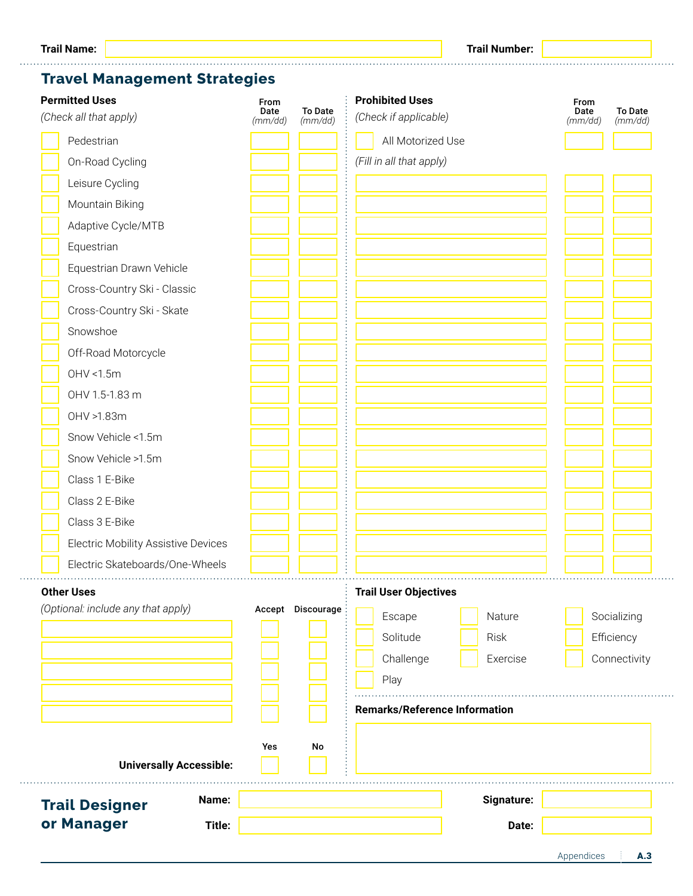**Trail Name:** | **Trail Number:**

## Travel Management Strategies

### Permitted Uses

*(Check all that apply)*

| Use | From Date *(mm/dd)* | To Date *(mm/dd)* |
|---|---|---|
| ☐ Pedestrian | | |
| ☐ On-Road Cycling | | |
| ☐ Leisure Cycling | | |
| ☐ Mountain Biking | | |
| ☐ Adaptive Cycle/MTB | | |
| ☐ Equestrian | | |
| ☐ Equestrian Drawn Vehicle | | |
| ☐ Cross-Country Ski - Classic | | |
| ☐ Cross-Country Ski - Skate | | |
| ☐ Snowshoe | | |
| ☐ Off-Road Motorcycle | | |
| ☐ OHV <1.5m | | |
| ☐ OHV 1.5-1.83 m | | |
| ☐ OHV >1.83m | | |
| ☐ Snow Vehicle <1.5m | | |
| ☐ Snow Vehicle >1.5m | | |
| ☐ Class 1 E-Bike | | |
| ☐ Class 2 E-Bike | | |
| ☐ Class 3 E-Bike | | |
| ☐ Electric Mobility Assistive Devices | | |
| ☐ Electric Skateboards/One-Wheels | | |

### Prohibited Uses

*(Check if applicable)*

| Use | From Date *(mm/dd)* | To Date *(mm/dd)* |
|---|---|---|
| ☐ All Motorized Use | | |

*(Fill in all that apply)*

| Use | From Date *(mm/dd)* | To Date *(mm/dd)* |
|---|---|---|
| | | |
| | | |
| | | |
| | | |
| | | |
| | | |
| | | |
| | | |
| | | |
| | | |
| | | |
| | | |
| | | |
| | | |
| | | |
| | | |
| | | |
| | | |
| | | |
| | | |

### Other Uses

*(Optional: include any that apply)*

| Use | Accept | Discourage |
|---|---|---|
| | ☐ | ☐ |
| | ☐ | ☐ |
| | ☐ | ☐ |
| | ☐ | ☐ |
| | ☐ | ☐ |

| | Yes | No |
|---|---|---|
| **Universally Accessible:** | ☐ | ☐ |

### Trail User Objectives

- ☐ Escape
- ☐ Nature
- ☐ Socializing
- ☐ Solitude
- ☐ Risk
- ☐ Efficiency
- ☐ Challenge
- ☐ Exercise
- ☐ Connectivity
- ☐ Play

### Remarks/Reference Information

## Trail Designer or Manager

**Name:**

**Signature:**

**Title:**

**Date:**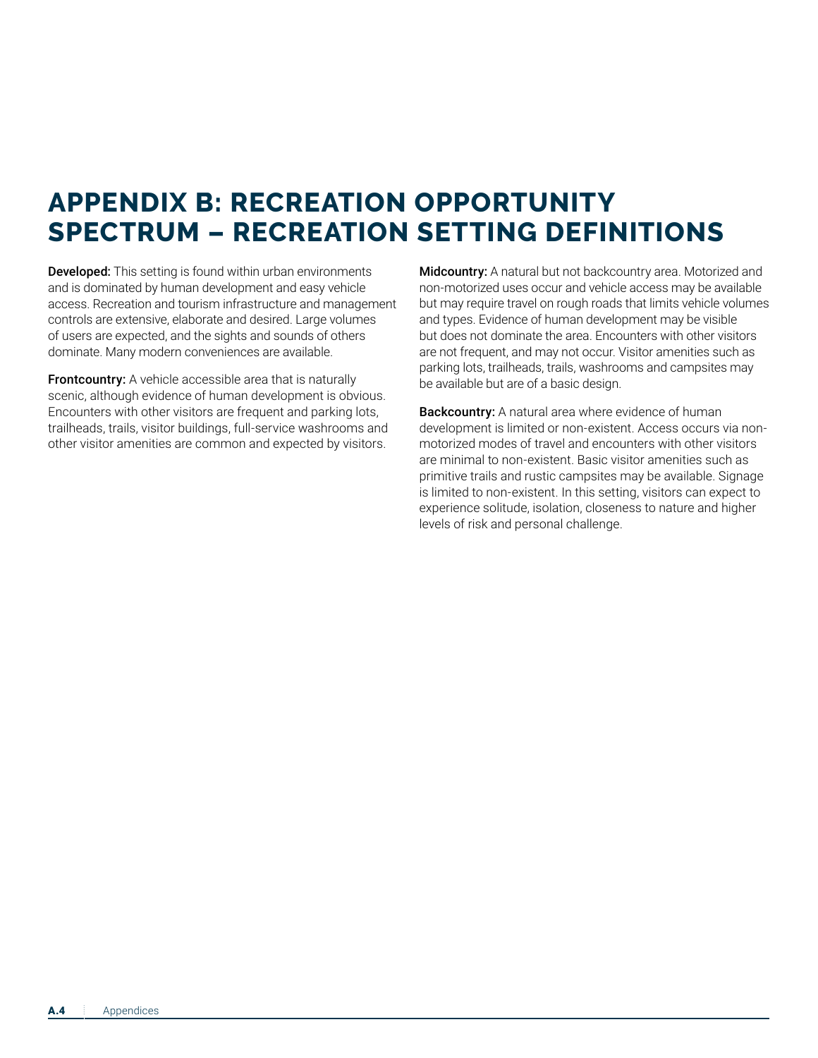# APPENDIX B: RECREATION OPPORTUNITY SPECTRUM – RECREATION SETTING DEFINITIONS

**Developed:** This setting is found within urban environments and is dominated by human development and easy vehicle access. Recreation and tourism infrastructure and management controls are extensive, elaborate and desired. Large volumes of users are expected, and the sights and sounds of others dominate. Many modern conveniences are available.

**Frontcountry:** A vehicle accessible area that is naturally scenic, although evidence of human development is obvious. Encounters with other visitors are frequent and parking lots, trailheads, trails, visitor buildings, full-service washrooms and other visitor amenities are common and expected by visitors.

**Midcountry:** A natural but not backcountry area. Motorized and non-motorized uses occur and vehicle access may be available but may require travel on rough roads that limits vehicle volumes and types. Evidence of human development may be visible but does not dominate the area. Encounters with other visitors are not frequent, and may not occur. Visitor amenities such as parking lots, trailheads, trails, washrooms and campsites may be available but are of a basic design.

**Backcountry:** A natural area where evidence of human development is limited or non-existent. Access occurs via non-motorized modes of travel and encounters with other visitors are minimal to non-existent. Basic visitor amenities such as primitive trails and rustic campsites may be available. Signage is limited to non-existent. In this setting, visitors can expect to experience solitude, isolation, closeness to nature and higher levels of risk and personal challenge.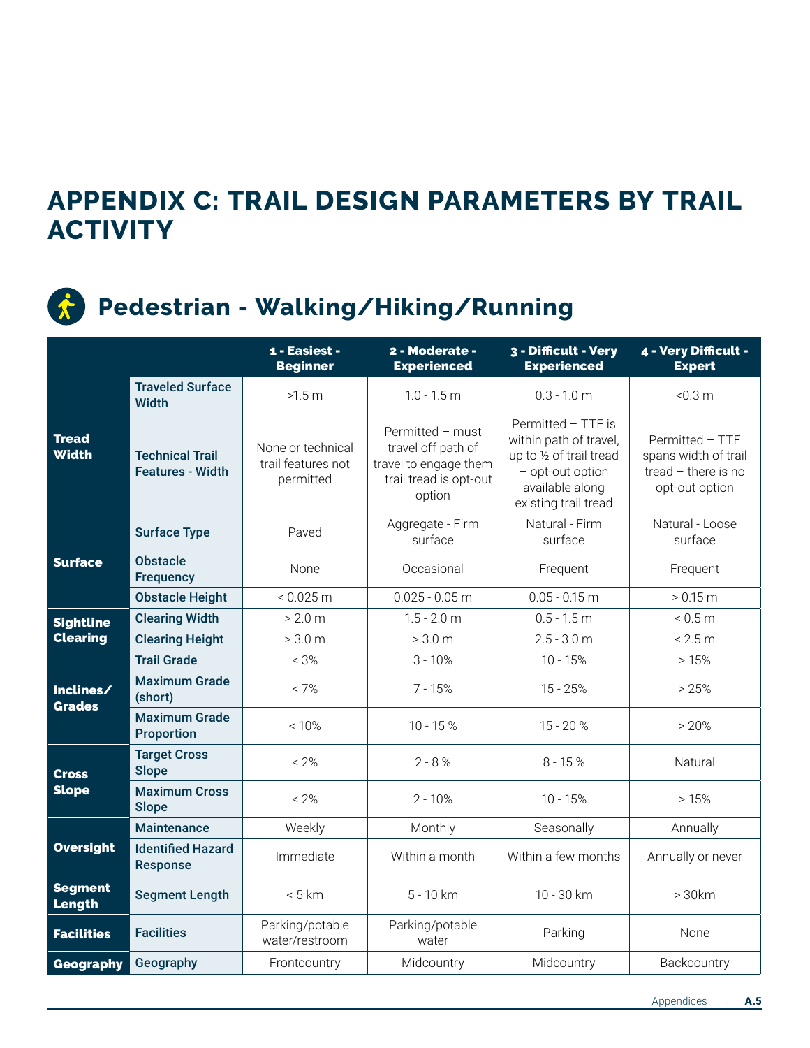# APPENDIX C: TRAIL DESIGN PARAMETERS BY TRAIL ACTIVITY

## Pedestrian - Walking/Hiking/Running

| | | 1 - Easiest - Beginner | 2 - Moderate - Experienced | 3 - Difficult - Very Experienced | 4 - Very Difficult - Expert |
|---|---|---|---|---|---|
| **Tread Width** | **Traveled Surface Width** | >1.5 m | 1.0 - 1.5 m | 0.3 - 1.0 m | <0.3 m |
| | **Technical Trail Features - Width** | None or technical trail features not permitted | Permitted – must travel off path of travel to engage them – trail tread is opt-out option | Permitted – TTF is within path of travel, up to ½ of trail tread – opt-out option available along existing trail tread | Permitted – TTF spans width of trail tread – there is no opt-out option |
| **Surface** | **Surface Type** | Paved | Aggregate - Firm surface | Natural - Firm surface | Natural - Loose surface |
| | **Obstacle Frequency** | None | Occasional | Frequent | Frequent |
| | **Obstacle Height** | < 0.025 m | 0.025 - 0.05 m | 0.05 - 0.15 m | > 0.15 m |
| **Sightline Clearing** | **Clearing Width** | > 2.0 m | 1.5 - 2.0 m | 0.5 - 1.5 m | < 0.5 m |
| | **Clearing Height** | > 3.0 m | > 3.0 m | 2.5 - 3.0 m | < 2.5 m |
| **Inclines/ Grades** | **Trail Grade** | < 3% | 3 - 10% | 10 - 15% | > 15% |
| | **Maximum Grade (short)** | < 7% | 7 - 15% | 15 - 25% | > 25% |
| | **Maximum Grade Proportion** | < 10% | 10 - 15 % | 15 - 20 % | > 20% |
| **Cross Slope** | **Target Cross Slope** | < 2% | 2 - 8 % | 8 - 15 % | Natural |
| | **Maximum Cross Slope** | < 2% | 2 - 10% | 10 - 15% | > 15% |
| **Oversight** | **Maintenance** | Weekly | Monthly | Seasonally | Annually |
| | **Identified Hazard Response** | Immediate | Within a month | Within a few months | Annually or never |
| **Segment Length** | **Segment Length** | < 5 km | 5 - 10 km | 10 - 30 km | > 30km |
| **Facilities** | **Facilities** | Parking/potable water/restroom | Parking/potable water | Parking | None |
| **Geography** | **Geography** | Frontcountry | Midcountry | Midcountry | Backcountry |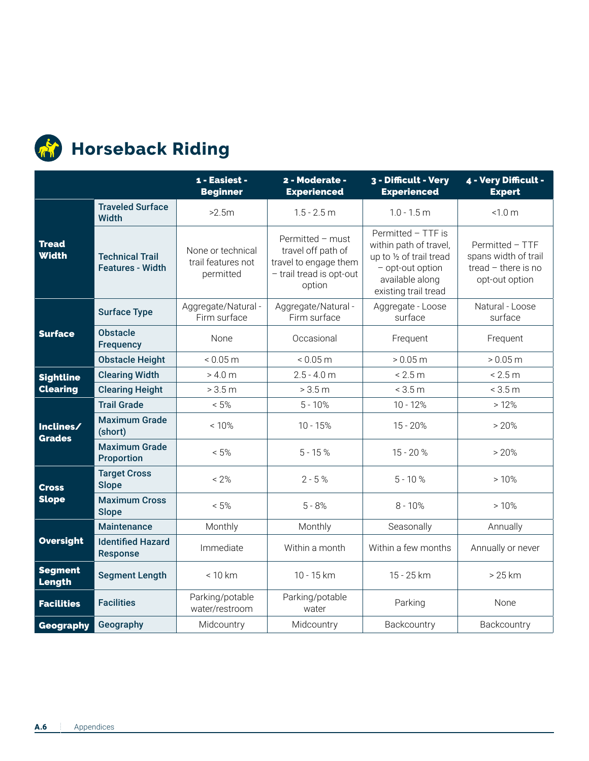# Horseback Riding

| | | 1 - Easiest - Beginner | 2 - Moderate - Experienced | 3 - Difficult - Very Experienced | 4 - Very Difficult - Expert |
|---|---|---|---|---|---|
| **Tread Width** | **Traveled Surface Width** | >2.5m | 1.5 - 2.5 m | 1.0 - 1.5 m | <1.0 m |
| | **Technical Trail Features - Width** | None or technical trail features not permitted | Permitted – must travel off path of travel to engage them – trail tread is opt-out option | Permitted – TTF is within path of travel, up to ½ of trail tread – opt-out option available along existing trail tread | Permitted – TTF spans width of trail tread – there is no opt-out option |
| **Surface** | **Surface Type** | Aggregate/Natural - Firm surface | Aggregate/Natural - Firm surface | Aggregate - Loose surface | Natural - Loose surface |
| | **Obstacle Frequency** | None | Occasional | Frequent | Frequent |
| | **Obstacle Height** | < 0.05 m | < 0.05 m | > 0.05 m | > 0.05 m |
| **Sightline Clearing** | **Clearing Width** | > 4.0 m | 2.5 - 4.0 m | < 2.5 m | < 2.5 m |
| | **Clearing Height** | > 3.5 m | > 3.5 m | < 3.5 m | < 3.5 m |
| **Inclines/ Grades** | **Trail Grade** | < 5% | 5 - 10% | 10 - 12% | > 12% |
| | **Maximum Grade (short)** | < 10% | 10 - 15% | 15 - 20% | > 20% |
| | **Maximum Grade Proportion** | < 5% | 5 - 15 % | 15 - 20 % | > 20% |
| **Cross Slope** | **Target Cross Slope** | < 2% | 2 - 5 % | 5 - 10 % | > 10% |
| | **Maximum Cross Slope** | < 5% | 5 - 8% | 8 - 10% | > 10% |
| **Oversight** | **Maintenance** | Monthly | Monthly | Seasonally | Annually |
| | **Identified Hazard Response** | Immediate | Within a month | Within a few months | Annually or never |
| **Segment Length** | **Segment Length** | < 10 km | 10 - 15 km | 15 - 25 km | > 25 km |
| **Facilities** | **Facilities** | Parking/potable water/restroom | Parking/potable water | Parking | None |
| **Geography** | **Geography** | Midcountry | Midcountry | Backcountry | Backcountry |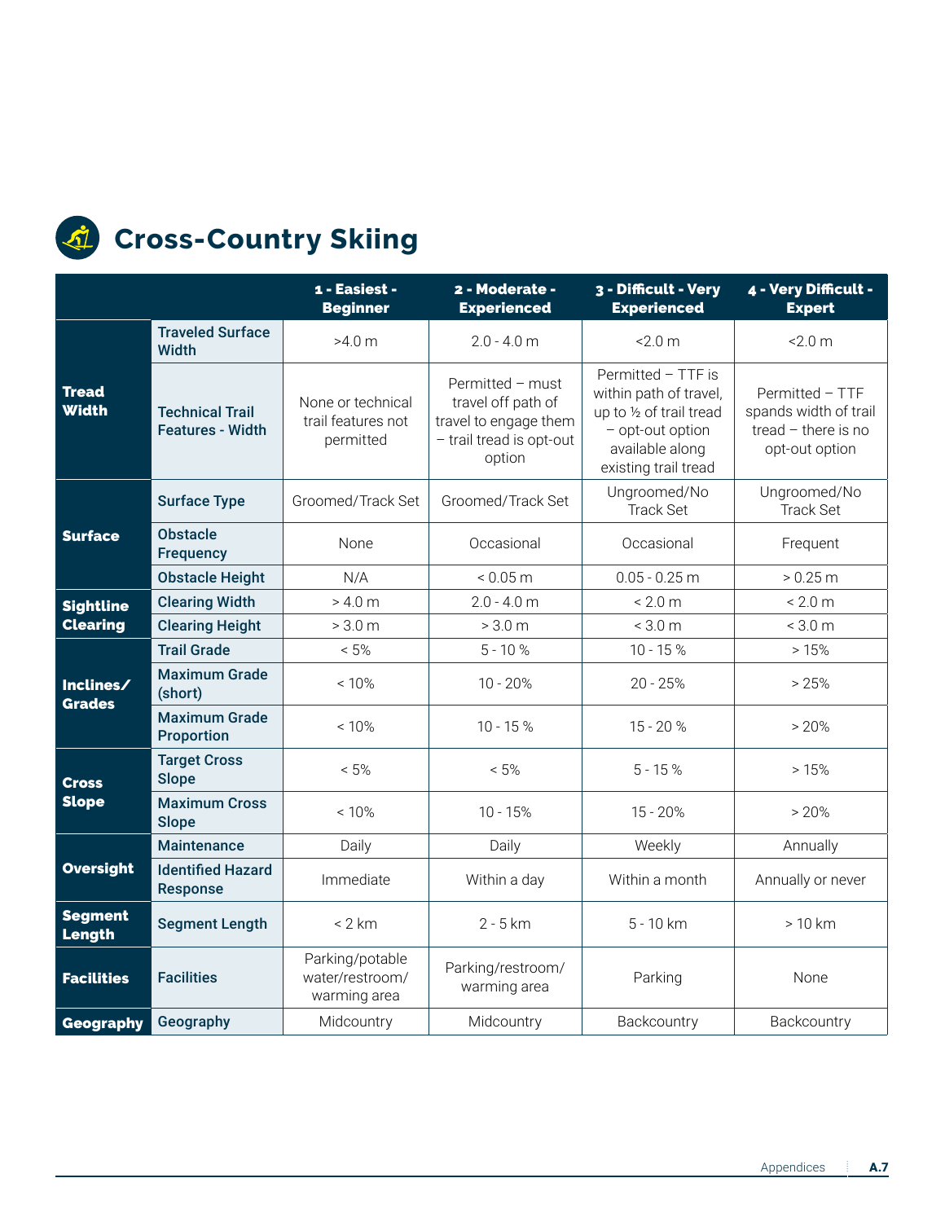# Cross-Country Skiing

| | | 1 - Easiest - Beginner | 2 - Moderate - Experienced | 3 - Difficult - Very Experienced | 4 - Very Difficult - Expert |
|---|---|---|---|---|---|
| **Tread Width** | Traveled Surface Width | >4.0 m | 2.0 - 4.0 m | <2.0 m | <2.0 m |
| | Technical Trail Features - Width | None or technical trail features not permitted | Permitted – must travel off path of travel to engage them – trail tread is opt-out option | Permitted – TTF is within path of travel, up to ½ of trail tread – opt-out option available along existing trail tread | Permitted – TTF spands width of trail tread – there is no opt-out option |
| **Surface** | Surface Type | Groomed/Track Set | Groomed/Track Set | Ungroomed/No Track Set | Ungroomed/No Track Set |
| | Obstacle Frequency | None | Occasional | Occasional | Frequent |
| | Obstacle Height | N/A | < 0.05 m | 0.05 - 0.25 m | > 0.25 m |
| **Sightline Clearing** | Clearing Width | > 4.0 m | 2.0 - 4.0 m | < 2.0 m | < 2.0 m |
| | Clearing Height | > 3.0 m | > 3.0 m | < 3.0 m | < 3.0 m |
| **Inclines/ Grades** | Trail Grade | < 5% | 5 - 10 % | 10 - 15 % | > 15% |
| | Maximum Grade (short) | < 10% | 10 - 20% | 20 - 25% | > 25% |
| | Maximum Grade Proportion | < 10% | 10 - 15 % | 15 - 20 % | > 20% |
| **Cross Slope** | Target Cross Slope | < 5% | < 5% | 5 - 15 % | > 15% |
| | Maximum Cross Slope | < 10% | 10 - 15% | 15 - 20% | > 20% |
| **Oversight** | Maintenance | Daily | Daily | Weekly | Annually |
| | Identified Hazard Response | Immediate | Within a day | Within a month | Annually or never |
| **Segment Length** | Segment Length | < 2 km | 2 - 5 km | 5 - 10 km | > 10 km |
| **Facilities** | Facilities | Parking/potable water/restroom/ warming area | Parking/restroom/ warming area | Parking | None |
| **Geography** | Geography | Midcountry | Midcountry | Backcountry | Backcountry |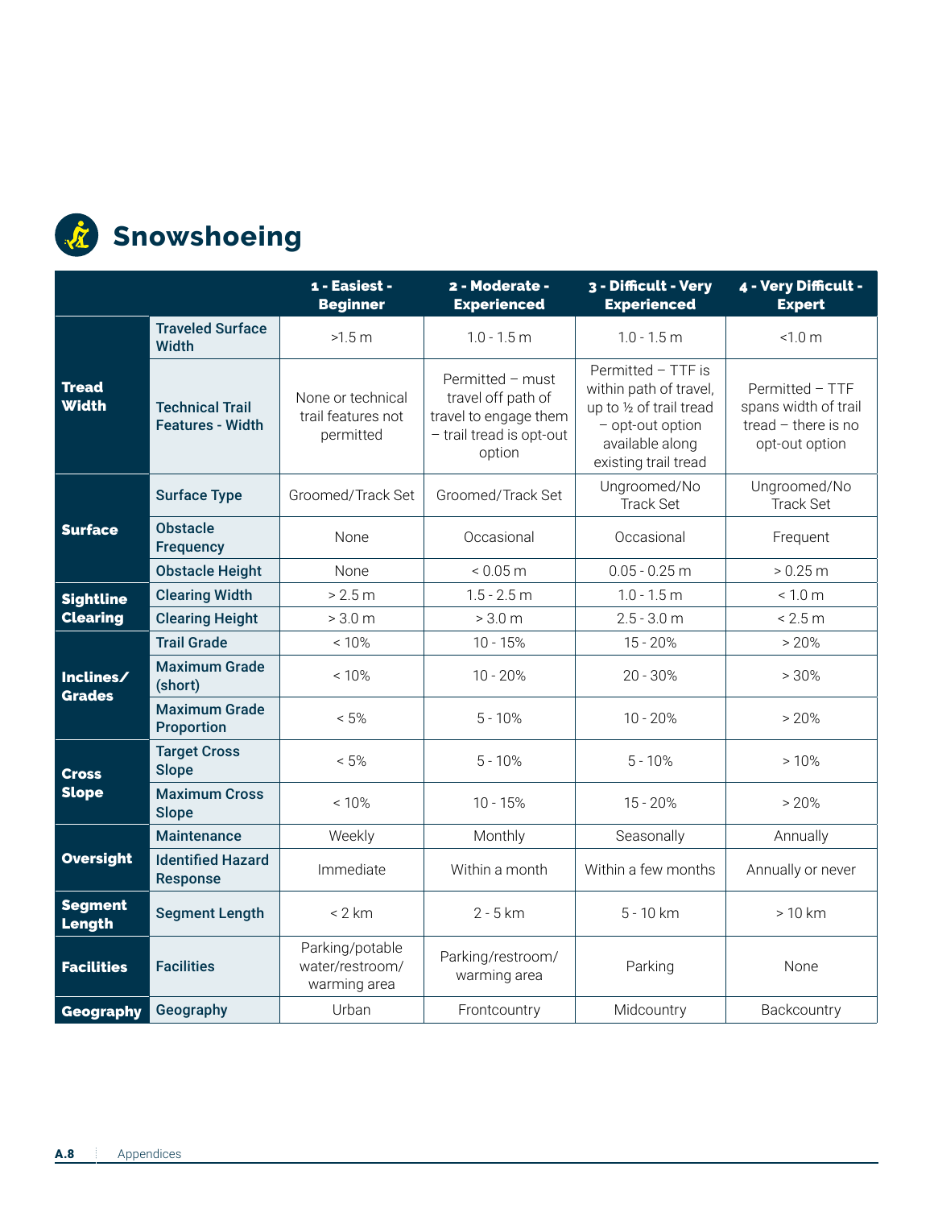# Snowshoeing

| | | 1 - Easiest - Beginner | 2 - Moderate - Experienced | 3 - Difficult - Very Experienced | 4 - Very Difficult - Expert |
|---|---|---|---|---|---|
| **Tread Width** | Traveled Surface Width | >1.5 m | 1.0 - 1.5 m | 1.0 - 1.5 m | <1.0 m |
| | Technical Trail Features - Width | None or technical trail features not permitted | Permitted – must travel off path of travel to engage them – trail tread is opt-out option | Permitted – TTF is within path of travel, up to ½ of trail tread – opt-out option available along existing trail tread | Permitted – TTF spans width of trail tread – there is no opt-out option |
| **Surface** | Surface Type | Groomed/Track Set | Groomed/Track Set | Ungroomed/No Track Set | Ungroomed/No Track Set |
| | Obstacle Frequency | None | Occasional | Occasional | Frequent |
| | Obstacle Height | None | < 0.05 m | 0.05 - 0.25 m | > 0.25 m |
| **Sightline Clearing** | Clearing Width | > 2.5 m | 1.5 - 2.5 m | 1.0 - 1.5 m | < 1.0 m |
| | Clearing Height | > 3.0 m | > 3.0 m | 2.5 - 3.0 m | < 2.5 m |
| **Inclines/ Grades** | Trail Grade | < 10% | 10 - 15% | 15 - 20% | > 20% |
| | Maximum Grade (short) | < 10% | 10 - 20% | 20 - 30% | > 30% |
| | Maximum Grade Proportion | < 5% | 5 - 10% | 10 - 20% | > 20% |
| **Cross Slope** | Target Cross Slope | < 5% | 5 - 10% | 5 - 10% | > 10% |
| | Maximum Cross Slope | < 10% | 10 - 15% | 15 - 20% | > 20% |
| **Oversight** | Maintenance | Weekly | Monthly | Seasonally | Annually |
| | Identified Hazard Response | Immediate | Within a month | Within a few months | Annually or never |
| **Segment Length** | Segment Length | < 2 km | 2 - 5 km | 5 - 10 km | > 10 km |
| **Facilities** | Facilities | Parking/potable water/restroom/ warming area | Parking/restroom/ warming area | Parking | None |
| **Geography** | Geography | Urban | Frontcountry | Midcountry | Backcountry |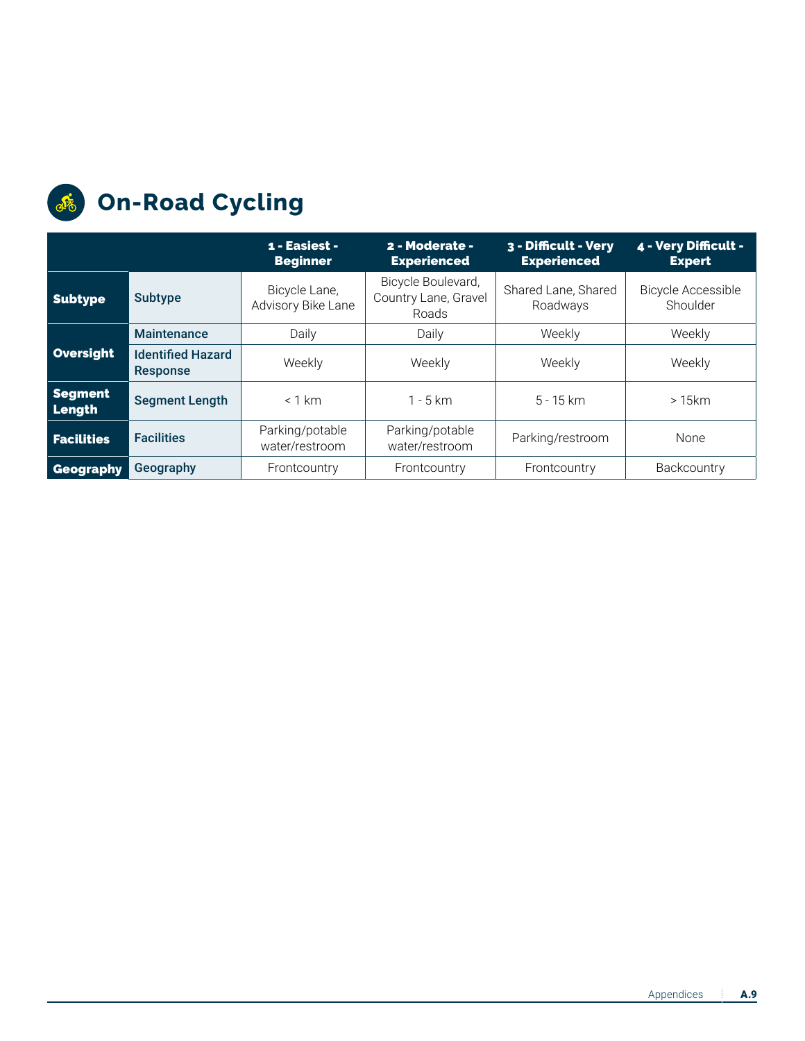# On-Road Cycling

| | | 1 - Easiest - Beginner | 2 - Moderate - Experienced | 3 - Difficult - Very Experienced | 4 - Very Difficult - Expert |
|---|---|---|---|---|---|
| **Subtype** | **Subtype** | Bicycle Lane, Advisory Bike Lane | Bicycle Boulevard, Country Lane, Gravel Roads | Shared Lane, Shared Roadways | Bicycle Accessible Shoulder |
| **Oversight** | **Maintenance** | Daily | Daily | Weekly | Weekly |
| | **Identified Hazard Response** | Weekly | Weekly | Weekly | Weekly |
| **Segment Length** | **Segment Length** | < 1 km | 1 - 5 km | 5 - 15 km | > 15km |
| **Facilities** | **Facilities** | Parking/potable water/restroom | Parking/potable water/restroom | Parking/restroom | None |
| **Geography** | **Geography** | Frontcountry | Frontcountry | Frontcountry | Backcountry |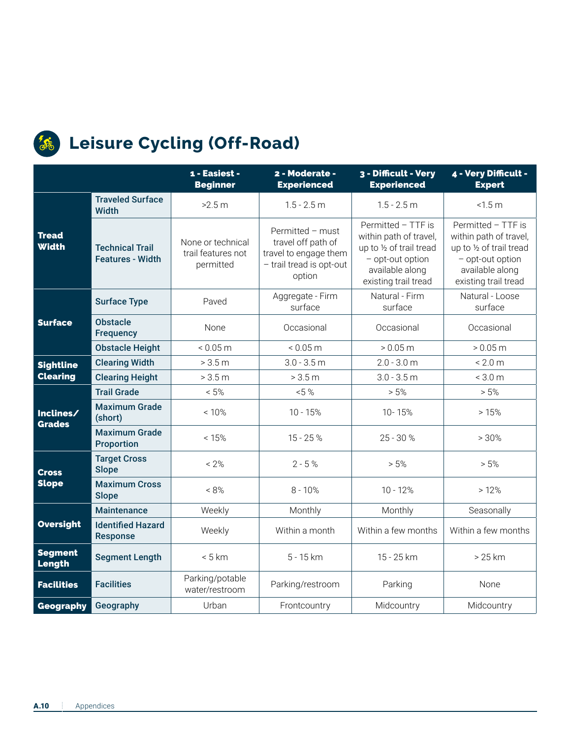# Leisure Cycling (Off-Road)

| | | 1 - Easiest - Beginner | 2 - Moderate - Experienced | 3 - Difficult - Very Experienced | 4 - Very Difficult - Expert |
|---|---|---|---|---|---|
| **Tread Width** | **Traveled Surface Width** | >2.5 m | 1.5 - 2.5 m | 1.5 - 2.5 m | <1.5 m |
| | **Technical Trail Features - Width** | None or technical trail features not permitted | Permitted – must travel off path of travel to engage them – trail tread is opt-out option | Permitted – TTF is within path of travel, up to ½ of trail tread – opt-out option available along existing trail tread | Permitted – TTF is within path of travel, up to ½ of trail tread – opt-out option available along existing trail tread |
| **Surface** | **Surface Type** | Paved | Aggregate - Firm surface | Natural - Firm surface | Natural - Loose surface |
| | **Obstacle Frequency** | None | Occasional | Occasional | Occasional |
| | **Obstacle Height** | < 0.05 m | < 0.05 m | > 0.05 m | > 0.05 m |
| **Sightline Clearing** | **Clearing Width** | > 3.5 m | 3.0 - 3.5 m | 2.0 - 3.0 m | < 2.0 m |
| | **Clearing Height** | > 3.5 m | > 3.5 m | 3.0 - 3.5 m | < 3.0 m |
| **Inclines/ Grades** | **Trail Grade** | < 5% | <5 % | > 5% | > 5% |
| | **Maximum Grade (short)** | < 10% | 10 - 15% | 10- 15% | > 15% |
| | **Maximum Grade Proportion** | < 15% | 15 - 25 % | 25 - 30 % | > 30% |
| **Cross Slope** | **Target Cross Slope** | < 2% | 2 - 5 % | > 5% | > 5% |
| | **Maximum Cross Slope** | < 8% | 8 - 10% | 10 - 12% | > 12% |
| **Oversight** | **Maintenance** | Weekly | Monthly | Monthly | Seasonally |
| | **Identified Hazard Response** | Weekly | Within a month | Within a few months | Within a few months |
| **Segment Length** | **Segment Length** | < 5 km | 5 - 15 km | 15 - 25 km | > 25 km |
| **Facilities** | **Facilities** | Parking/potable water/restroom | Parking/restroom | Parking | None |
| **Geography** | **Geography** | Urban | Frontcountry | Midcountry | Midcountry |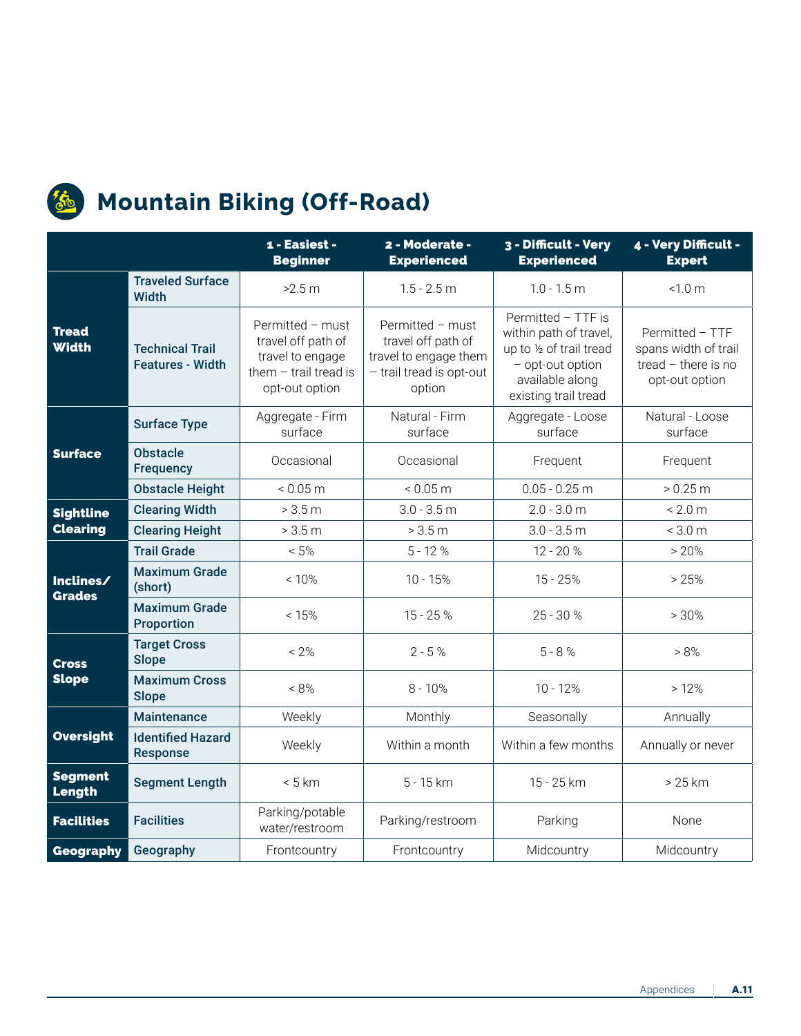# Mountain Biking (Off-Road)

| | | 1 - Easiest - Beginner | 2 - Moderate - Experienced | 3 - Difficult - Very Experienced | 4 - Very Difficult - Expert |
|---|---|---|---|---|---|
| **Tread Width** | Traveled Surface Width | >2.5 m | 1.5 - 2.5 m | 1.0 - 1.5 m | <1.0 m |
| | Technical Trail Features - Width | Permitted – must travel off path of travel to engage them – trail tread is opt-out option | Permitted – must travel off path of travel to engage them – trail tread is opt-out option | Permitted – TTF is within path of travel, up to ½ of trail tread – opt-out option available along existing trail tread | Permitted – TTF spans width of trail tread – there is no opt-out option |
| **Surface** | Surface Type | Aggregate - Firm surface | Natural - Firm surface | Aggregate - Loose surface | Natural - Loose surface |
| | Obstacle Frequency | Occasional | Occasional | Frequent | Frequent |
| | Obstacle Height | < 0.05 m | < 0.05 m | 0.05 - 0.25 m | > 0.25 m |
| **Sightline Clearing** | Clearing Width | > 3.5 m | 3.0 - 3.5 m | 2.0 - 3.0 m | < 2.0 m |
| | Clearing Height | > 3.5 m | > 3.5 m | 3.0 - 3.5 m | < 3.0 m |
| **Inclines/ Grades** | Trail Grade | < 5% | 5 - 12 % | 12 - 20 % | > 20% |
| | Maximum Grade (short) | < 10% | 10 - 15% | 15 - 25% | > 25% |
| | Maximum Grade Proportion | < 15% | 15 - 25 % | 25 - 30 % | > 30% |
| **Cross Slope** | Target Cross Slope | < 2% | 2 - 5 % | 5 - 8 % | > 8% |
| | Maximum Cross Slope | < 8% | 8 - 10% | 10 - 12% | > 12% |
| **Oversight** | Maintenance | Weekly | Monthly | Seasonally | Annually |
| | Identified Hazard Response | Weekly | Within a month | Within a few months | Annually or never |
| **Segment Length** | Segment Length | < 5 km | 5 - 15 km | 15 - 25 km | > 25 km |
| **Facilities** | Facilities | Parking/potable water/restroom | Parking/restroom | Parking | None |
| **Geography** | Geography | Frontcountry | Frontcountry | Midcountry | Midcountry |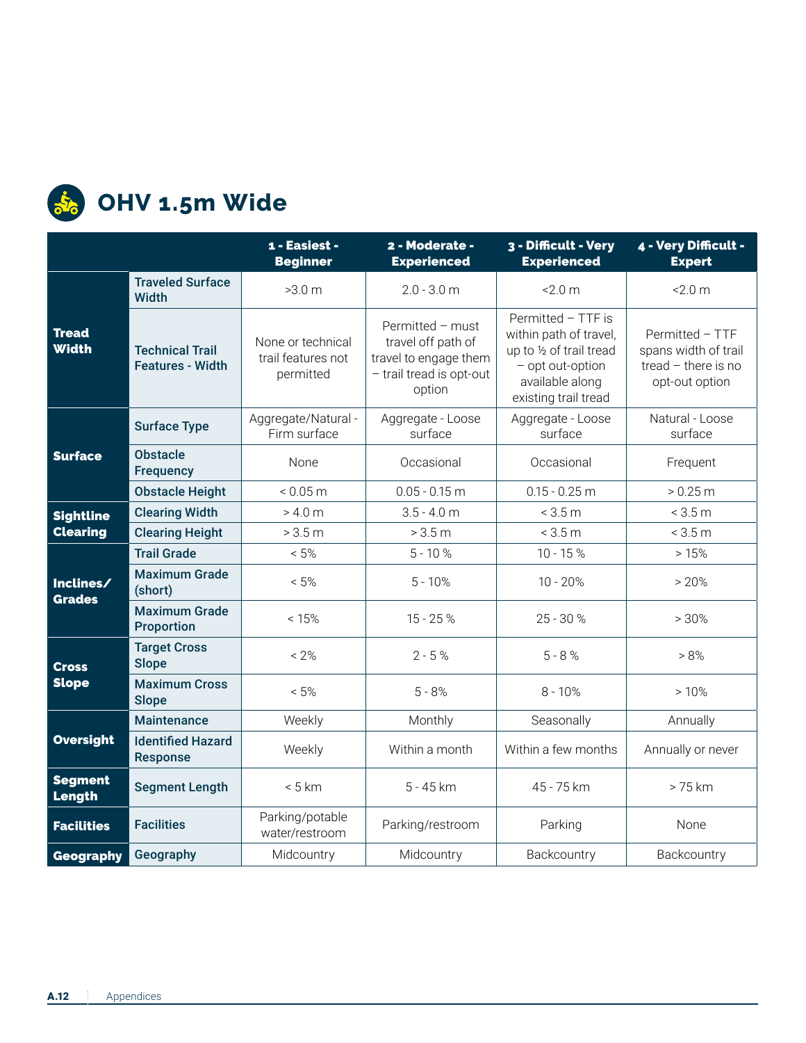# OHV 1.5m Wide

| | | 1 - Easiest - Beginner | 2 - Moderate - Experienced | 3 - Difficult - Very Experienced | 4 - Very Difficult - Expert |
|---|---|---|---|---|---|
| **Tread Width** | **Traveled Surface Width** | >3.0 m | 2.0 - 3.0 m | <2.0 m | <2.0 m |
| | **Technical Trail Features - Width** | None or technical trail features not permitted | Permitted – must travel off path of travel to engage them – trail tread is opt-out option | Permitted – TTF is within path of travel, up to ½ of trail tread – opt out-option available along existing trail tread | Permitted – TTF spans width of trail tread – there is no opt-out option |
| **Surface** | **Surface Type** | Aggregate/Natural - Firm surface | Aggregate - Loose surface | Aggregate - Loose surface | Natural - Loose surface |
| | **Obstacle Frequency** | None | Occasional | Occasional | Frequent |
| | **Obstacle Height** | < 0.05 m | 0.05 - 0.15 m | 0.15 - 0.25 m | > 0.25 m |
| **Sightline Clearing** | **Clearing Width** | > 4.0 m | 3.5 - 4.0 m | < 3.5 m | < 3.5 m |
| | **Clearing Height** | > 3.5 m | > 3.5 m | < 3.5 m | < 3.5 m |
| **Inclines/ Grades** | **Trail Grade** | < 5% | 5 - 10 % | 10 - 15 % | > 15% |
| | **Maximum Grade (short)** | < 5% | 5 - 10% | 10 - 20% | > 20% |
| | **Maximum Grade Proportion** | < 15% | 15 - 25 % | 25 - 30 % | > 30% |
| **Cross Slope** | **Target Cross Slope** | < 2% | 2 - 5 % | 5 - 8 % | > 8% |
| | **Maximum Cross Slope** | < 5% | 5 - 8% | 8 - 10% | > 10% |
| **Oversight** | **Maintenance** | Weekly | Monthly | Seasonally | Annually |
| | **Identified Hazard Response** | Weekly | Within a month | Within a few months | Annually or never |
| **Segment Length** | **Segment Length** | < 5 km | 5 - 45 km | 45 - 75 km | > 75 km |
| **Facilities** | **Facilities** | Parking/potable water/restroom | Parking/restroom | Parking | None |
| **Geography** | **Geography** | Midcountry | Midcountry | Backcountry | Backcountry |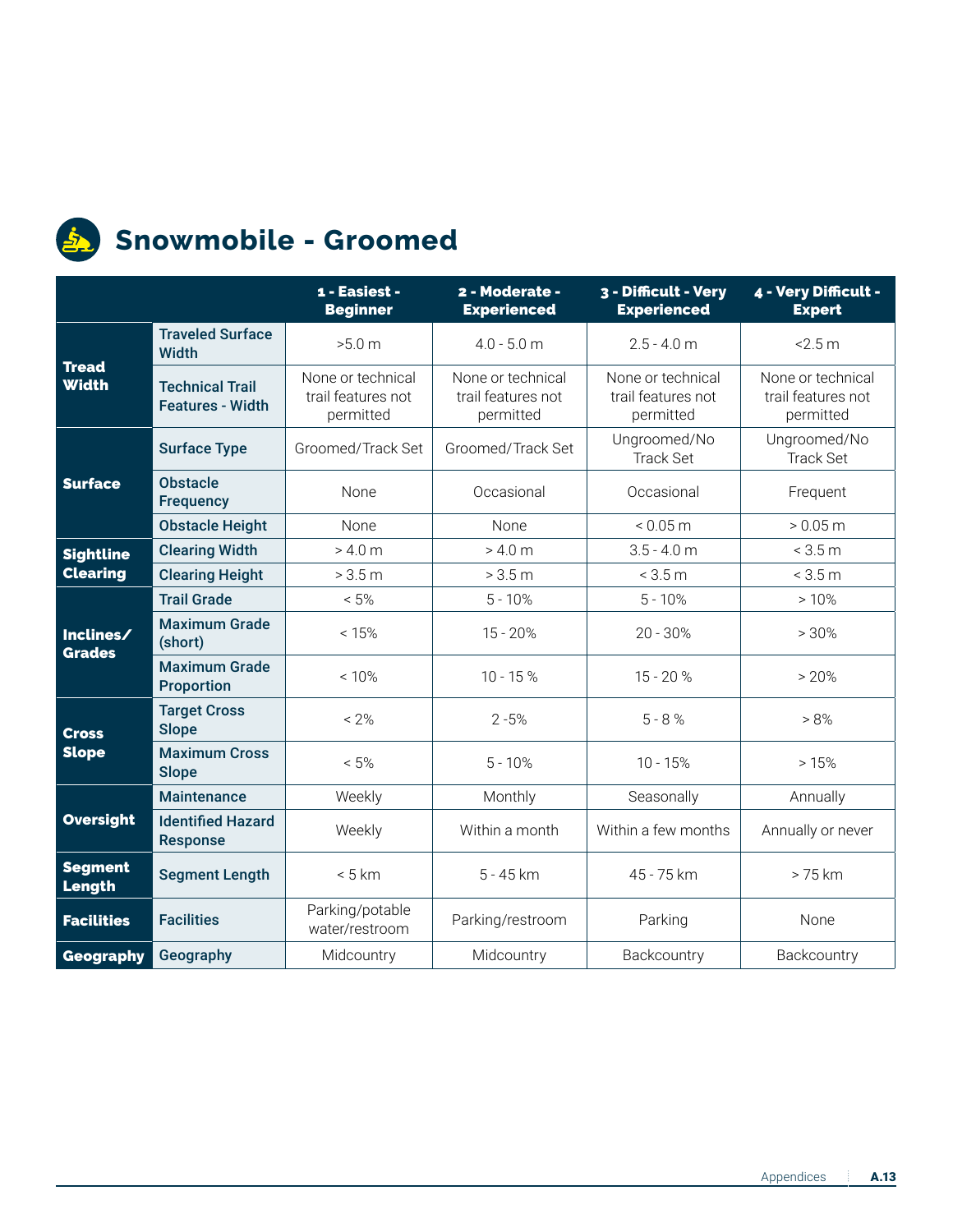# Snowmobile - Groomed

| | | 1 - Easiest - Beginner | 2 - Moderate - Experienced | 3 - Difficult - Very Experienced | 4 - Very Difficult - Expert |
|---|---|---|---|---|---|
| **Tread Width** | **Traveled Surface Width** | >5.0 m | 4.0 - 5.0 m | 2.5 - 4.0 m | <2.5 m |
| | **Technical Trail Features - Width** | None or technical trail features not permitted | None or technical trail features not permitted | None or technical trail features not permitted | None or technical trail features not permitted |
| **Surface** | **Surface Type** | Groomed/Track Set | Groomed/Track Set | Ungroomed/No Track Set | Ungroomed/No Track Set |
| | **Obstacle Frequency** | None | Occasional | Occasional | Frequent |
| | **Obstacle Height** | None | None | < 0.05 m | > 0.05 m |
| **Sightline Clearing** | **Clearing Width** | > 4.0 m | > 4.0 m | 3.5 - 4.0 m | < 3.5 m |
| | **Clearing Height** | > 3.5 m | > 3.5 m | < 3.5 m | < 3.5 m |
| **Inclines/ Grades** | **Trail Grade** | < 5% | 5 - 10% | 5 - 10% | > 10% |
| | **Maximum Grade (short)** | < 15% | 15 - 20% | 20 - 30% | > 30% |
| | **Maximum Grade Proportion** | < 10% | 10 - 15 % | 15 - 20 % | > 20% |
| **Cross Slope** | **Target Cross Slope** | < 2% | 2 -5% | 5 - 8 % | > 8% |
| | **Maximum Cross Slope** | < 5% | 5 - 10% | 10 - 15% | > 15% |
| **Oversight** | **Maintenance** | Weekly | Monthly | Seasonally | Annually |
| | **Identified Hazard Response** | Weekly | Within a month | Within a few months | Annually or never |
| **Segment Length** | **Segment Length** | < 5 km | 5 - 45 km | 45 - 75 km | > 75 km |
| **Facilities** | **Facilities** | Parking/potable water/restroom | Parking/restroom | Parking | None |
| **Geography** | **Geography** | Midcountry | Midcountry | Backcountry | Backcountry |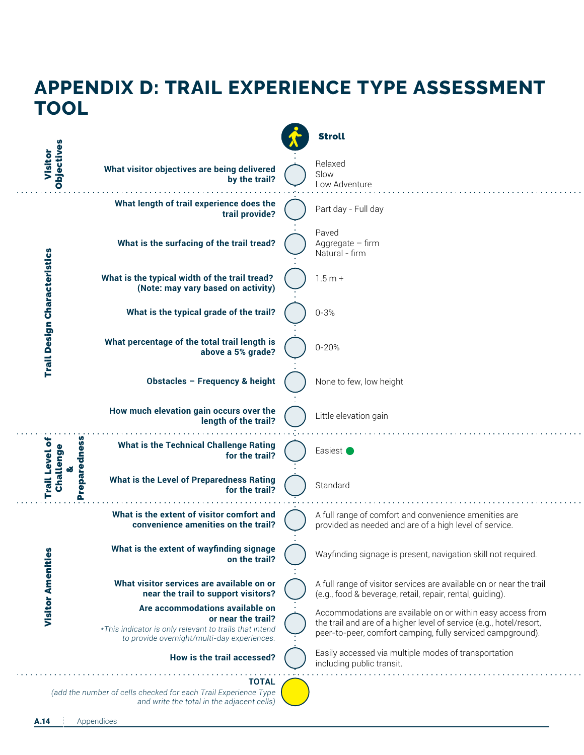# APPENDIX D: TRAIL EXPERIENCE TYPE ASSESSMENT TOOL

| Category | Question | | Stroll |
|---|---|---|---|
| Visitor Objectives | What visitor objectives are being delivered by the trail? | ○ | Relaxed<br>Slow<br>Low Adventure |
| Trail Design Characteristics | What length of trail experience does the trail provide? | ○ | Part day - Full day |
| | What is the surfacing of the trail tread? | ○ | Paved<br>Aggregate – firm<br>Natural - firm |
| | What is the typical width of the trail tread? (Note: may vary based on activity) | ○ | 1.5 m + |
| | What is the typical grade of the trail? | ○ | 0-3% |
| | What percentage of the total trail length is above a 5% grade? | ○ | 0-20% |
| | Obstacles – Frequency & height | ○ | None to few, low height |
| | How much elevation gain occurs over the length of the trail? | ○ | Little elevation gain |
| Trail Level of Challenge & Preparedness | What is the Technical Challenge Rating for the trail? | ○ | Easiest ● |
| | What is the Level of Preparedness Rating for the trail? | ○ | Standard |
| Visitor Amenities | What is the extent of visitor comfort and convenience amenities on the trail? | ○ | A full range of comfort and convenience amenities are provided as needed and are of a high level of service. |
| | What is the extent of wayfinding signage on the trail? | ○ | Wayfinding signage is present, navigation skill not required. |
| | What visitor services are available on or near the trail to support visitors? | ○ | A full range of visitor services are available on or near the trail (e.g., food & beverage, retail, repair, rental, guiding). |
| | Are accommodations available on or near the trail?<br>*\*This indicator is only relevant to trails that intend to provide overnight/multi-day experiences.* | ○ | Accommodations are available on or within easy access from the trail and are of a higher level of service (e.g., hotel/resort, peer-to-peer, comfort camping, fully serviced campground). |
| | How is the trail accessed? | ○ | Easily accessed via multiple modes of transportation including public transit. |
| | **TOTAL**<br>*(add the number of cells checked for each Trail Experience Type and write the total in the adjacent cells)* | ○ | |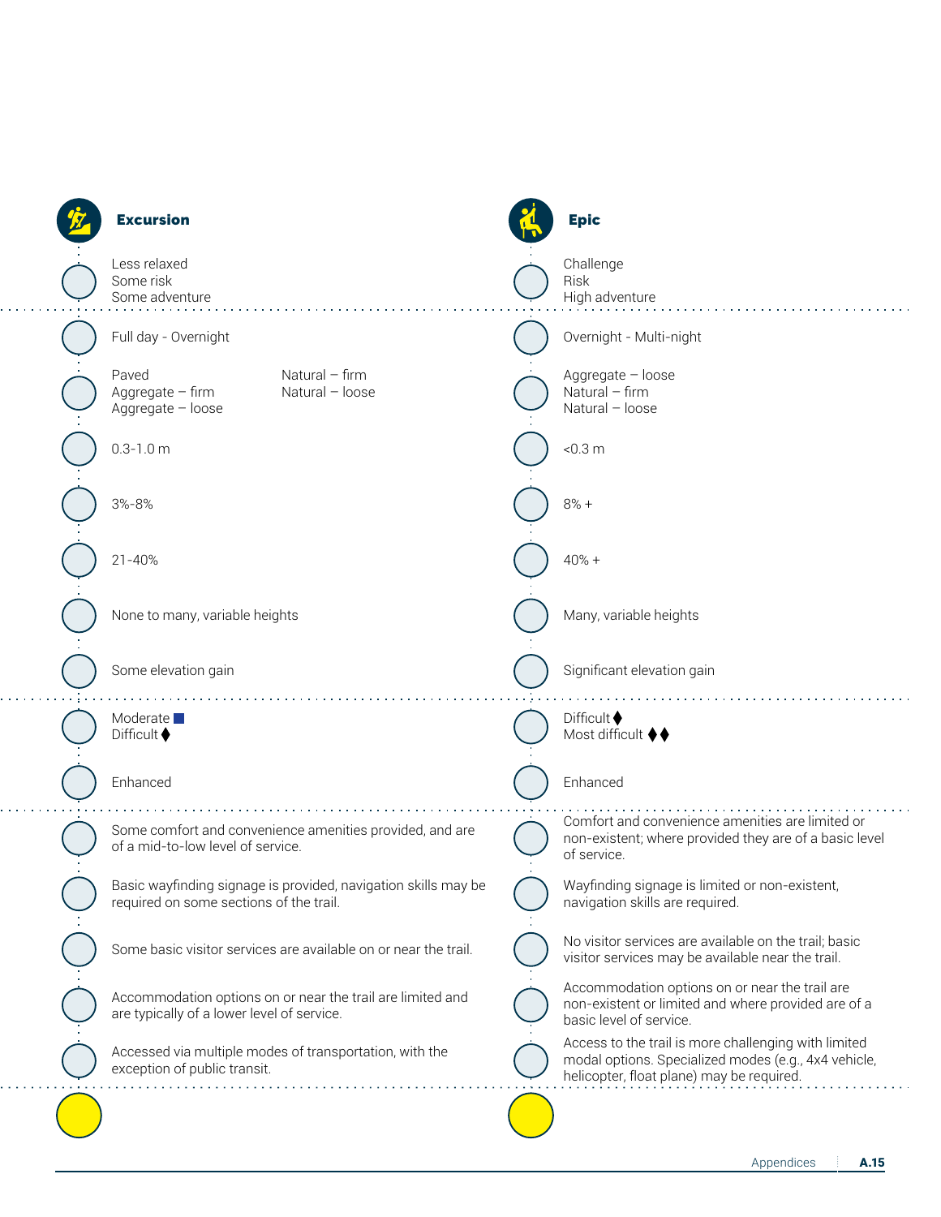| Excursion | Epic |
|---|---|
| Less relaxed<br>Some risk<br>Some adventure | Challenge<br>Risk<br>High adventure |
| Full day - Overnight | Overnight - Multi-night |
| Paved<br>Aggregate – firm<br>Aggregate – loose<br>Natural – firm<br>Natural – loose | Aggregate – loose<br>Natural – firm<br>Natural – loose |
| 0.3-1.0 m | <0.3 m |
| 3%-8% | 8% + |
| 21-40% | 40% + |
| None to many, variable heights | Many, variable heights |
| Some elevation gain | Significant elevation gain |
| Moderate ■<br>Difficult ♦ | Difficult ♦<br>Most difficult ♦♦ |
| Enhanced | Enhanced |
| Some comfort and convenience amenities provided, and are of a mid-to-low level of service. | Comfort and convenience amenities are limited or non-existent; where provided they are of a basic level of service. |
| Basic wayfinding signage is provided, navigation skills may be required on some sections of the trail. | Wayfinding signage is limited or non-existent, navigation skills are required. |
| Some basic visitor services are available on or near the trail. | No visitor services are available on the trail; basic visitor services may be available near the trail. |
| Accommodation options on or near the trail are limited and are typically of a lower level of service. | Accommodation options on or near the trail are non-existent or limited and where provided are of a basic level of service. |
| Accessed via multiple modes of transportation, with the exception of public transit. | Access to the trail is more challenging with limited modal options. Specialized modes (e.g., 4x4 vehicle, helicopter, float plane) may be required. |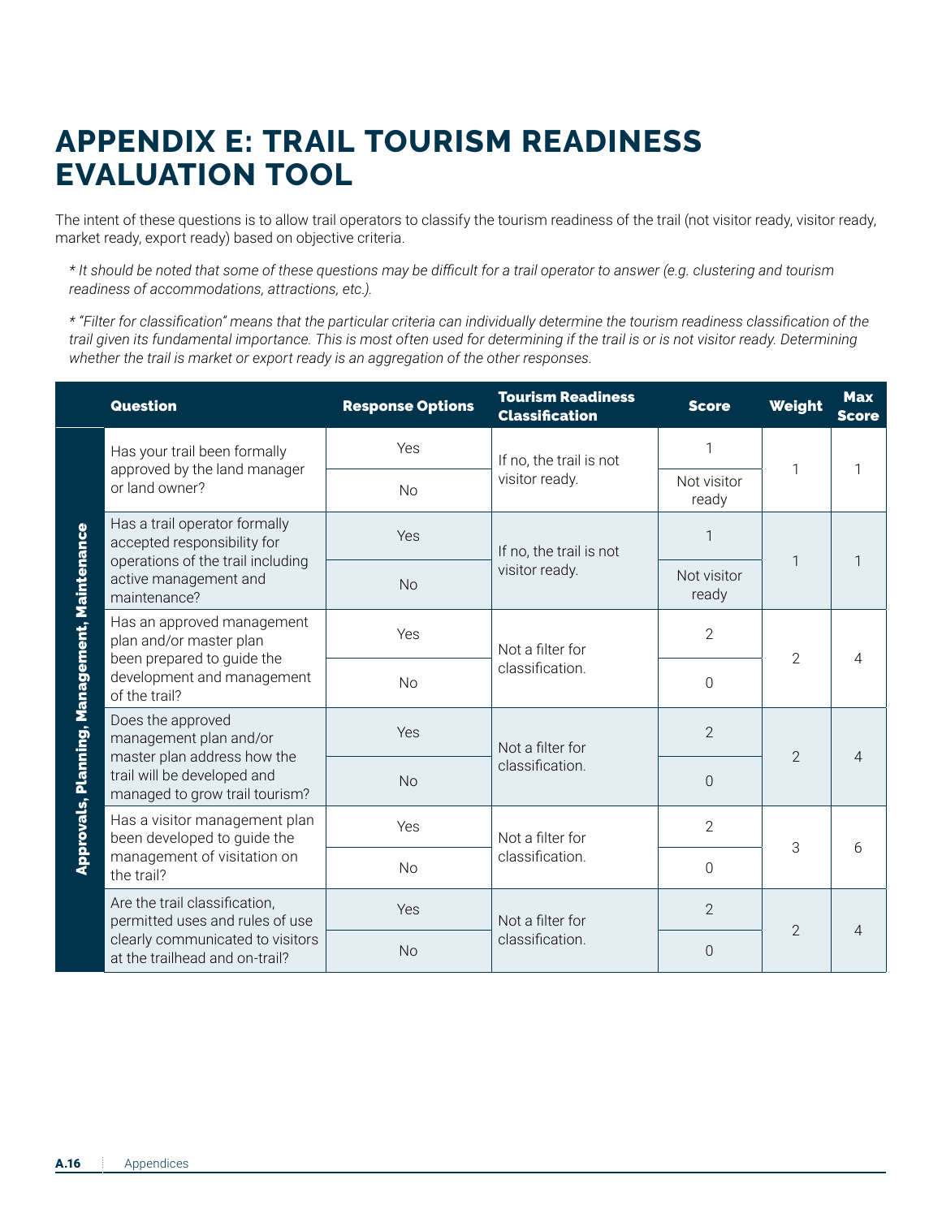# APPENDIX E: TRAIL TOURISM READINESS EVALUATION TOOL

The intent of these questions is to allow trail operators to classify the tourism readiness of the trail (not visitor ready, visitor ready, market ready, export ready) based on objective criteria.

*\* It should be noted that some of these questions may be difficult for a trail operator to answer (e.g. clustering and tourism readiness of accommodations, attractions, etc.).*

*\* "Filter for classification" means that the particular criteria can individually determine the tourism readiness classification of the trail given its fundamental importance. This is most often used for determining if the trail is or is not visitor ready. Determining whether the trail is market or export ready is an aggregation of the other responses.*

| | Question | Response Options | Tourism Readiness Classification | Score | Weight | Max Score |
|---|---|---|---|---|---|---|
| Approvals, Planning, Management, Maintenance | Has your trail been formally approved by the land manager or land owner? | Yes | If no, the trail is not visitor ready. | 1 | 1 | 1 |
| | | No | | Not visitor ready | | |
| | Has a trail operator formally accepted responsibility for operations of the trail including active management and maintenance? | Yes | If no, the trail is not visitor ready. | 1 | 1 | 1 |
| | | No | | Not visitor ready | | |
| | Has an approved management plan and/or master plan been prepared to guide the development and management of the trail? | Yes | Not a filter for classification. | 2 | 2 | 4 |
| | | No | | 0 | | |
| | Does the approved management plan and/or master plan address how the trail will be developed and managed to grow trail tourism? | Yes | Not a filter for classification. | 2 | 2 | 4 |
| | | No | | 0 | | |
| | Has a visitor management plan been developed to guide the management of visitation on the trail? | Yes | Not a filter for classification. | 2 | 3 | 6 |
| | | No | | 0 | | |
| | Are the trail classification, permitted uses and rules of use clearly communicated to visitors at the trailhead and on-trail? | Yes | Not a filter for classification. | 2 | 2 | 4 |
| | | No | | 0 | | |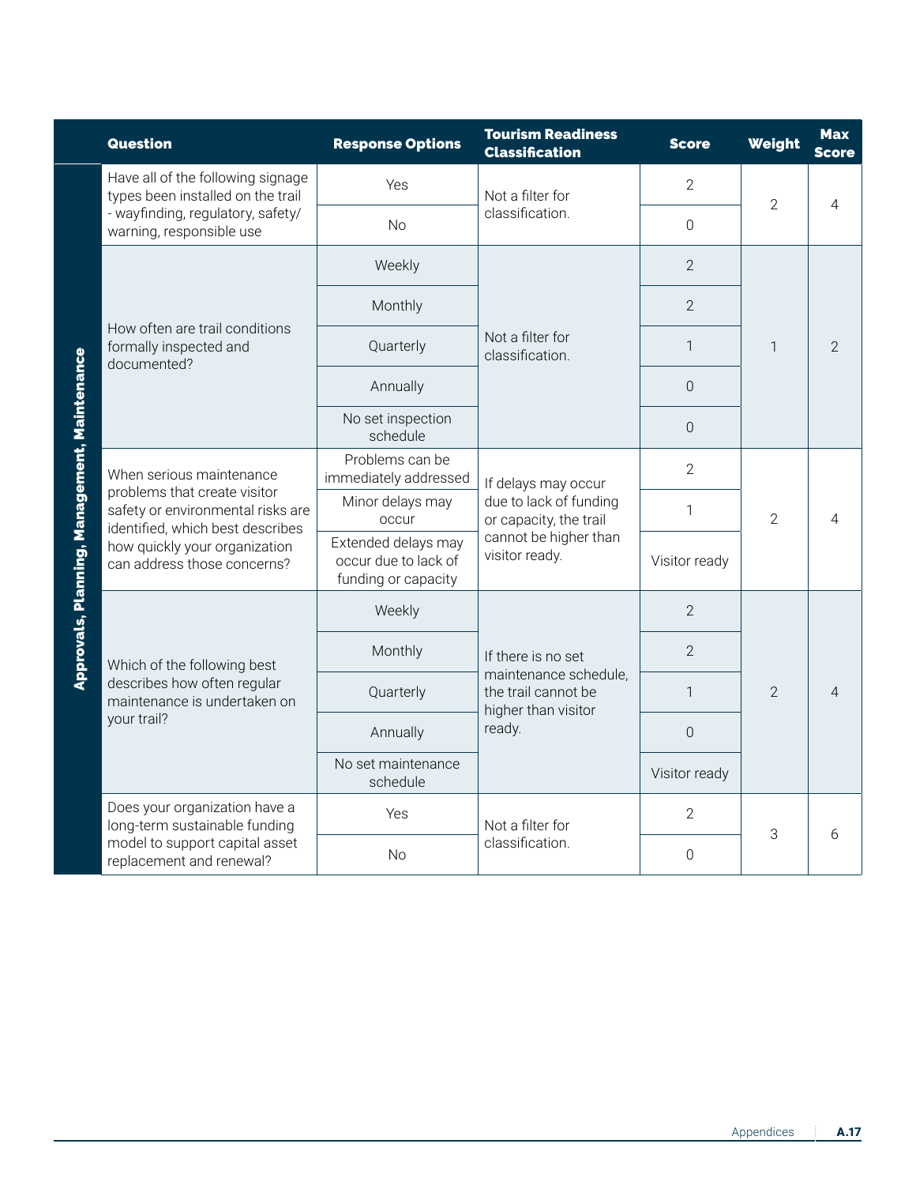| | Question | Response Options | Tourism Readiness Classification | Score | Weight | Max Score |
|---|---|---|---|---|---|---|
| Approvals, Planning, Management, Maintenance | Have all of the following signage types been installed on the trail - wayfinding, regulatory, safety/ warning, responsible use | Yes | Not a filter for classification. | 2 | 2 | 4 |
| | | No | | 0 | | |
| | How often are trail conditions formally inspected and documented? | Weekly | Not a filter for classification. | 2 | 1 | 2 |
| | | Monthly | | 2 | | |
| | | Quarterly | | 1 | | |
| | | Annually | | 0 | | |
| | | No set inspection schedule | | 0 | | |
| | When serious maintenance problems that create visitor safety or environmental risks are identified, which best describes how quickly your organization can address those concerns? | Problems can be immediately addressed | If delays may occur due to lack of funding or capacity, the trail cannot be higher than visitor ready. | 2 | 2 | 4 |
| | | Minor delays may occur | | 1 | | |
| | | Extended delays may occur due to lack of funding or capacity | | Visitor ready | | |
| | Which of the following best describes how often regular maintenance is undertaken on your trail? | Weekly | If there is no set maintenance schedule, the trail cannot be higher than visitor ready. | 2 | 2 | 4 |
| | | Monthly | | 2 | | |
| | | Quarterly | | 1 | | |
| | | Annually | | 0 | | |
| | | No set maintenance schedule | | Visitor ready | | |
| | Does your organization have a long-term sustainable funding model to support capital asset replacement and renewal? | Yes | Not a filter for classification. | 2 | 3 | 6 |
| | | No | | 0 | | |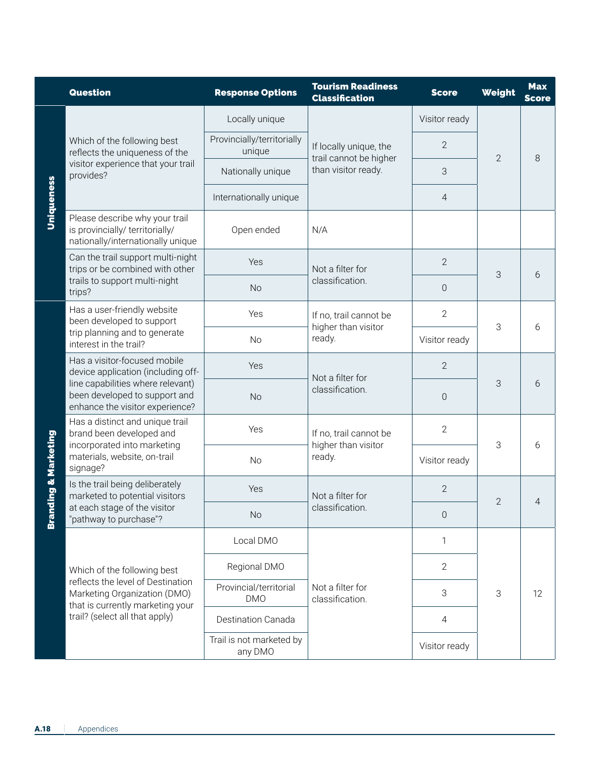| | Question | Response Options | Tourism Readiness Classification | Score | Weight | Max Score |
|---|---|---|---|---|---|---|
| Uniqueness | Which of the following best reflects the uniqueness of the visitor experience that your trail provides? | Locally unique | If locally unique, the trail cannot be higher than visitor ready. | Visitor ready | 2 | 8 |
| | | Provincially/territorially unique | | 2 | | |
| | | Nationally unique | | 3 | | |
| | | Internationally unique | | 4 | | |
| | Please describe why your trail is provincially/ territorially/ nationally/internationally unique | Open ended | N/A | | | |
| | Can the trail support multi-night trips or be combined with other trails to support multi-night trips? | Yes | Not a filter for classification. | 2 | 3 | 6 |
| | | No | | 0 | | |
| Branding & Marketing | Has a user-friendly website been developed to support trip planning and to generate interest in the trail? | Yes | If no, trail cannot be higher than visitor ready. | 2 | 3 | 6 |
| | | No | | Visitor ready | | |
| | Has a visitor-focused mobile device application (including off-line capabilities where relevant) been developed to support and enhance the visitor experience? | Yes | Not a filter for classification. | 2 | 3 | 6 |
| | | No | | 0 | | |
| | Has a distinct and unique trail brand been developed and incorporated into marketing materials, website, on-trail signage? | Yes | If no, trail cannot be higher than visitor ready. | 2 | 3 | 6 |
| | | No | | Visitor ready | | |
| | Is the trail being deliberately marketed to potential visitors at each stage of the visitor "pathway to purchase"? | Yes | Not a filter for classification. | 2 | 2 | 4 |
| | | No | | 0 | | |
| | Which of the following best reflects the level of Destination Marketing Organization (DMO) that is currently marketing your trail? (select all that apply) | Local DMO | Not a filter for classification. | 1 | 3 | 12 |
| | | Regional DMO | | 2 | | |
| | | Provincial/territorial DMO | | 3 | | |
| | | Destination Canada | | 4 | | |
| | | Trail is not marketed by any DMO | | Visitor ready | | |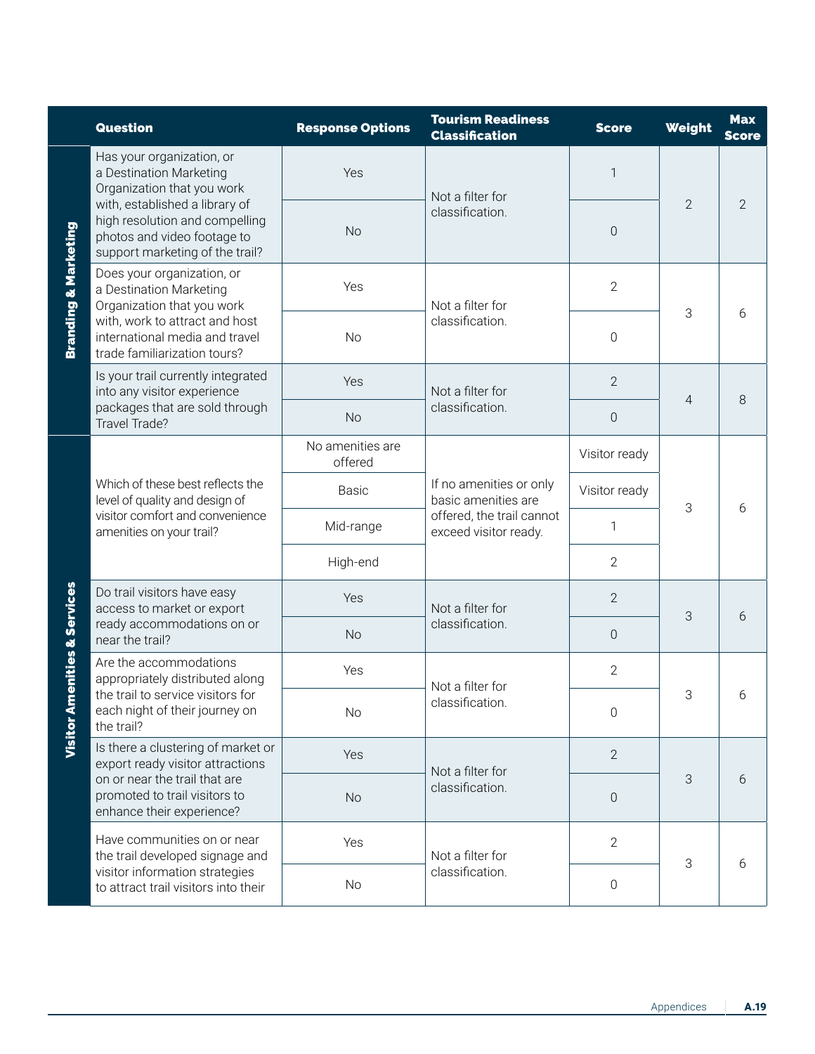| | Question | Response Options | Tourism Readiness Classification | Score | Weight | Max Score |
|---|---|---|---|---|---|---|
| Branding & Marketing | Has your organization, or a Destination Marketing Organization that you work with, established a library of high resolution and compelling photos and video footage to support marketing of the trail? | Yes | Not a filter for classification. | 1 | 2 | 2 |
| | | No | | 0 | | |
| | Does your organization, or a Destination Marketing Organization that you work with, work to attract and host international media and travel trade familiarization tours? | Yes | Not a filter for classification. | 2 | 3 | 6 |
| | | No | | 0 | | |
| | Is your trail currently integrated into any visitor experience packages that are sold through Travel Trade? | Yes | Not a filter for classification. | 2 | 4 | 8 |
| | | No | | 0 | | |
| Visitor Amenities & Services | Which of these best reflects the level of quality and design of visitor comfort and convenience amenities on your trail? | No amenities are offered | If no amenities or only basic amenities are offered, the trail cannot exceed visitor ready. | Visitor ready | 3 | 6 |
| | | Basic | | Visitor ready | | |
| | | Mid-range | | 1 | | |
| | | High-end | | 2 | | |
| | Do trail visitors have easy access to market or export ready accommodations on or near the trail? | Yes | Not a filter for classification. | 2 | 3 | 6 |
| | | No | | 0 | | |
| | Are the accommodations appropriately distributed along the trail to service visitors for each night of their journey on the trail? | Yes | Not a filter for classification. | 2 | 3 | 6 |
| | | No | | 0 | | |
| | Is there a clustering of market or export ready visitor attractions on or near the trail that are promoted to trail visitors to enhance their experience? | Yes | Not a filter for classification. | 2 | 3 | 6 |
| | | No | | 0 | | |
| | Have communities on or near the trail developed signage and visitor information strategies to attract trail visitors into their | Yes | Not a filter for classification. | 2 | 3 | 6 |
| | | No | | 0 | | |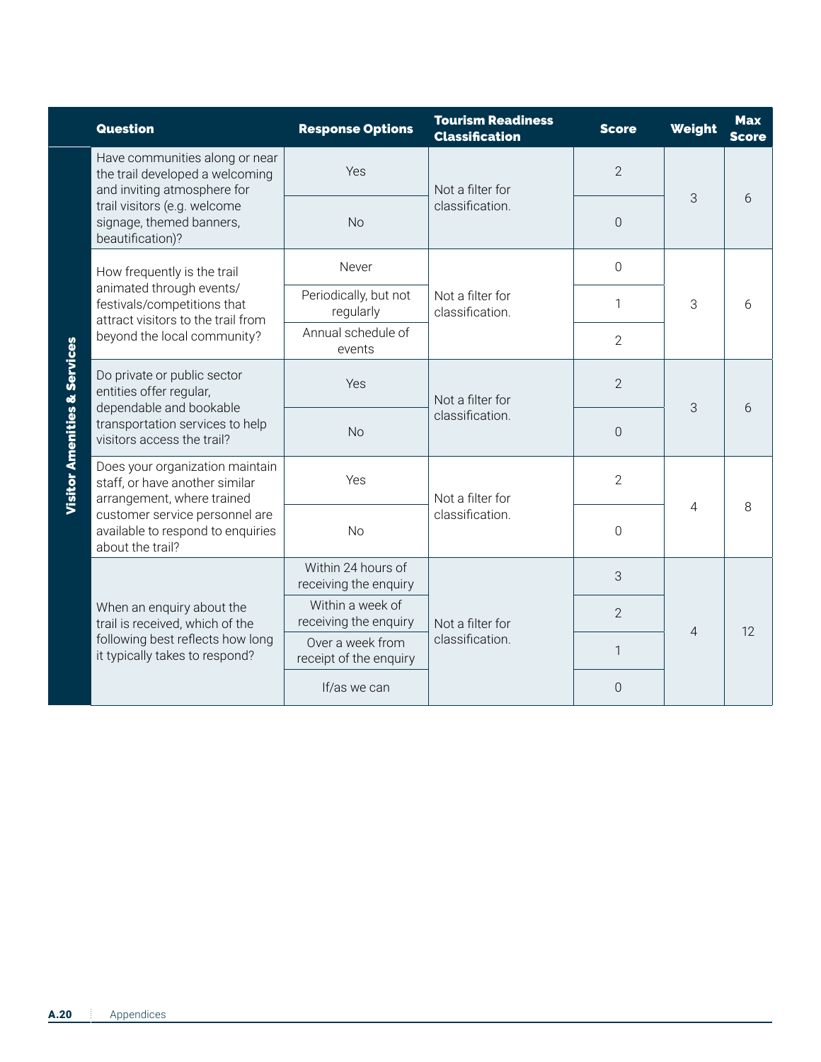| | Question | Response Options | Tourism Readiness Classification | Score | Weight | Max Score |
|---|---|---|---|---|---|---|
| Visitor Amenities & Services | Have communities along or near the trail developed a welcoming and inviting atmosphere for trail visitors (e.g. welcome signage, themed banners, beautification)? | Yes | Not a filter for classification. | 2 | 3 | 6 |
| | | No | | 0 | | |
| | How frequently is the trail animated through events/ festivals/competitions that attract visitors to the trail from beyond the local community? | Never | Not a filter for classification. | 0 | 3 | 6 |
| | | Periodically, but not regularly | | 1 | | |
| | | Annual schedule of events | | 2 | | |
| | Do private or public sector entities offer regular, dependable and bookable transportation services to help visitors access the trail? | Yes | Not a filter for classification. | 2 | 3 | 6 |
| | | No | | 0 | | |
| | Does your organization maintain staff, or have another similar arrangement, where trained customer service personnel are available to respond to enquiries about the trail? | Yes | Not a filter for classification. | 2 | 4 | 8 |
| | | No | | 0 | | |
| | When an enquiry about the trail is received, which of the following best reflects how long it typically takes to respond? | Within 24 hours of receiving the enquiry | Not a filter for classification. | 3 | 4 | 12 |
| | | Within a week of receiving the enquiry | | 2 | | |
| | | Over a week from receipt of the enquiry | | 1 | | |
| | | If/as we can | | 0 | | |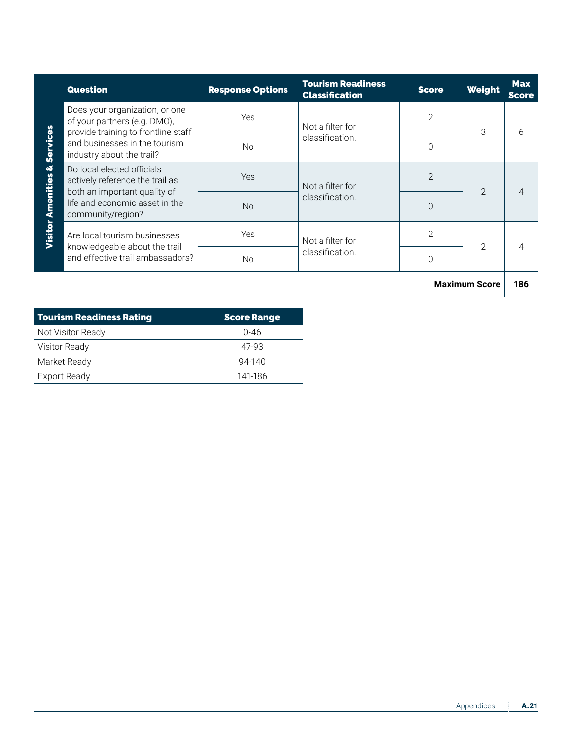| | Question | Response Options | Tourism Readiness Classification | Score | Weight | Max Score |
|---|---|---|---|---|---|---|
| Visitor Amenities & Services | Does your organization, or one of your partners (e.g. DMO), provide training to frontline staff and businesses in the tourism industry about the trail? | Yes | Not a filter for classification. | 2 | 3 | 6 |
| | | No | | 0 | | |
| | Do local elected officials actively reference the trail as both an important quality of life and economic asset in the community/region? | Yes | Not a filter for classification. | 2 | 2 | 4 |
| | | No | | 0 | | |
| | Are local tourism businesses knowledgeable about the trail and effective trail ambassadors? | Yes | Not a filter for classification. | 2 | 2 | 4 |
| | | No | | 0 | | |
| | | | | | **Maximum Score** | **186** |

| Tourism Readiness Rating | Score Range |
|---|---|
| Not Visitor Ready | 0-46 |
| Visitor Ready | 47-93 |
| Market Ready | 94-140 |
| Export Ready | 141-186 |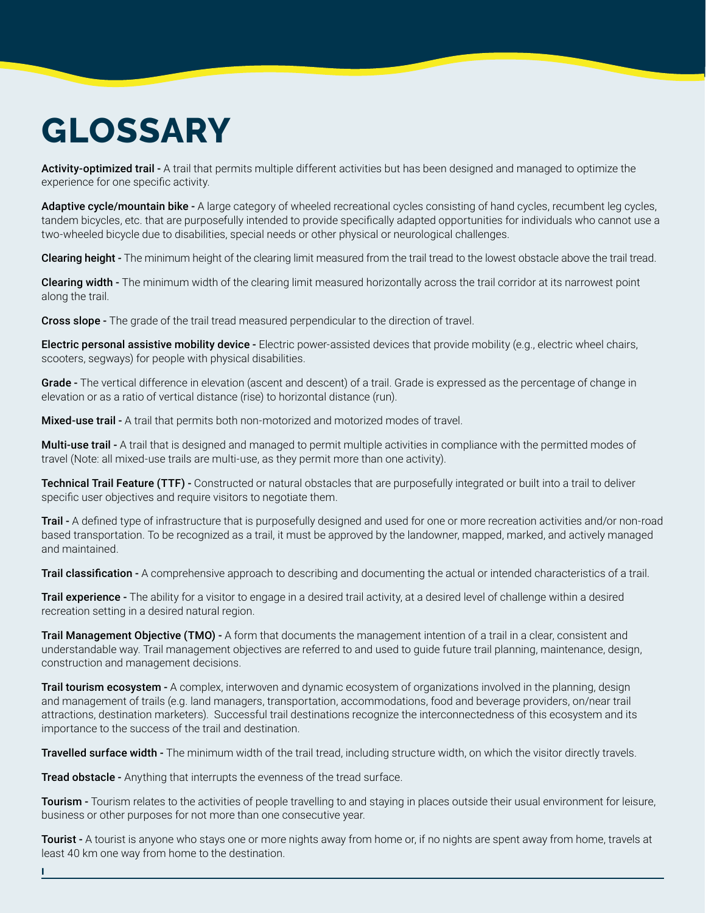# GLOSSARY

**Activity-optimized trail -** A trail that permits multiple different activities but has been designed and managed to optimize the experience for one specific activity.

**Adaptive cycle/mountain bike -** A large category of wheeled recreational cycles consisting of hand cycles, recumbent leg cycles, tandem bicycles, etc. that are purposefully intended to provide specifically adapted opportunities for individuals who cannot use a two-wheeled bicycle due to disabilities, special needs or other physical or neurological challenges.

**Clearing height -** The minimum height of the clearing limit measured from the trail tread to the lowest obstacle above the trail tread.

**Clearing width -** The minimum width of the clearing limit measured horizontally across the trail corridor at its narrowest point along the trail.

**Cross slope -** The grade of the trail tread measured perpendicular to the direction of travel.

**Electric personal assistive mobility device -** Electric power-assisted devices that provide mobility (e.g., electric wheel chairs, scooters, segways) for people with physical disabilities.

**Grade -** The vertical difference in elevation (ascent and descent) of a trail. Grade is expressed as the percentage of change in elevation or as a ratio of vertical distance (rise) to horizontal distance (run).

**Mixed-use trail -** A trail that permits both non-motorized and motorized modes of travel.

**Multi-use trail -** A trail that is designed and managed to permit multiple activities in compliance with the permitted modes of travel (Note: all mixed-use trails are multi-use, as they permit more than one activity).

**Technical Trail Feature (TTF) -** Constructed or natural obstacles that are purposefully integrated or built into a trail to deliver specific user objectives and require visitors to negotiate them.

**Trail -** A defined type of infrastructure that is purposefully designed and used for one or more recreation activities and/or non-road based transportation. To be recognized as a trail, it must be approved by the landowner, mapped, marked, and actively managed and maintained.

**Trail classification -** A comprehensive approach to describing and documenting the actual or intended characteristics of a trail.

**Trail experience -** The ability for a visitor to engage in a desired trail activity, at a desired level of challenge within a desired recreation setting in a desired natural region.

**Trail Management Objective (TMO) -** A form that documents the management intention of a trail in a clear, consistent and understandable way. Trail management objectives are referred to and used to guide future trail planning, maintenance, design, construction and management decisions.

**Trail tourism ecosystem -** A complex, interwoven and dynamic ecosystem of organizations involved in the planning, design and management of trails (e.g. land managers, transportation, accommodations, food and beverage providers, on/near trail attractions, destination marketers). Successful trail destinations recognize the interconnectedness of this ecosystem and its importance to the success of the trail and destination.

**Travelled surface width -** The minimum width of the trail tread, including structure width, on which the visitor directly travels.

**Tread obstacle -** Anything that interrupts the evenness of the tread surface.

**Tourism -** Tourism relates to the activities of people travelling to and staying in places outside their usual environment for leisure, business or other purposes for not more than one consecutive year.

**Tourist -** A tourist is anyone who stays one or more nights away from home or, if no nights are spent away from home, travels at least 40 km one way from home to the destination.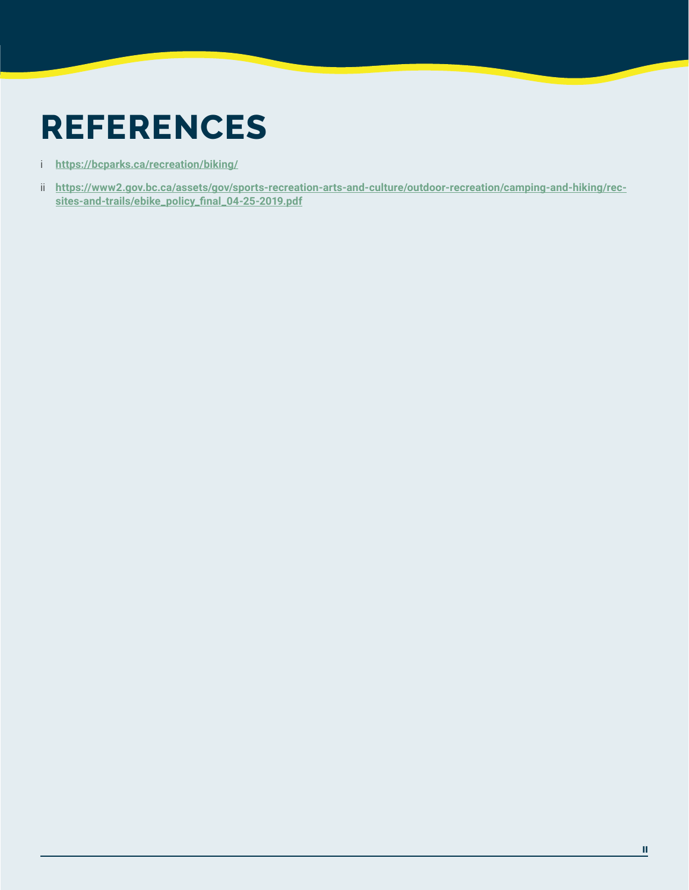# REFERENCES

i https://bcparks.ca/recreation/biking/

ii https://www2.gov.bc.ca/assets/gov/sports-recreation-arts-and-culture/outdoor-recreation/camping-and-hiking/rec-sites-and-trails/ebike_policy_final_04-25-2019.pdf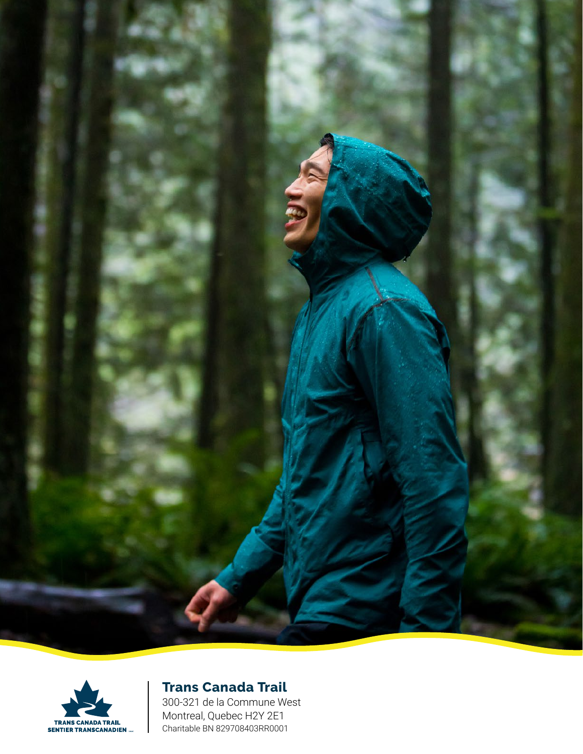TRANS CANADA TRAIL
SENTIER TRANSCANADIEN

**Trans Canada Trail**

300-321 de la Commune West
Montreal, Quebec H2Y 2E1
Charitable BN 829708403RR0001